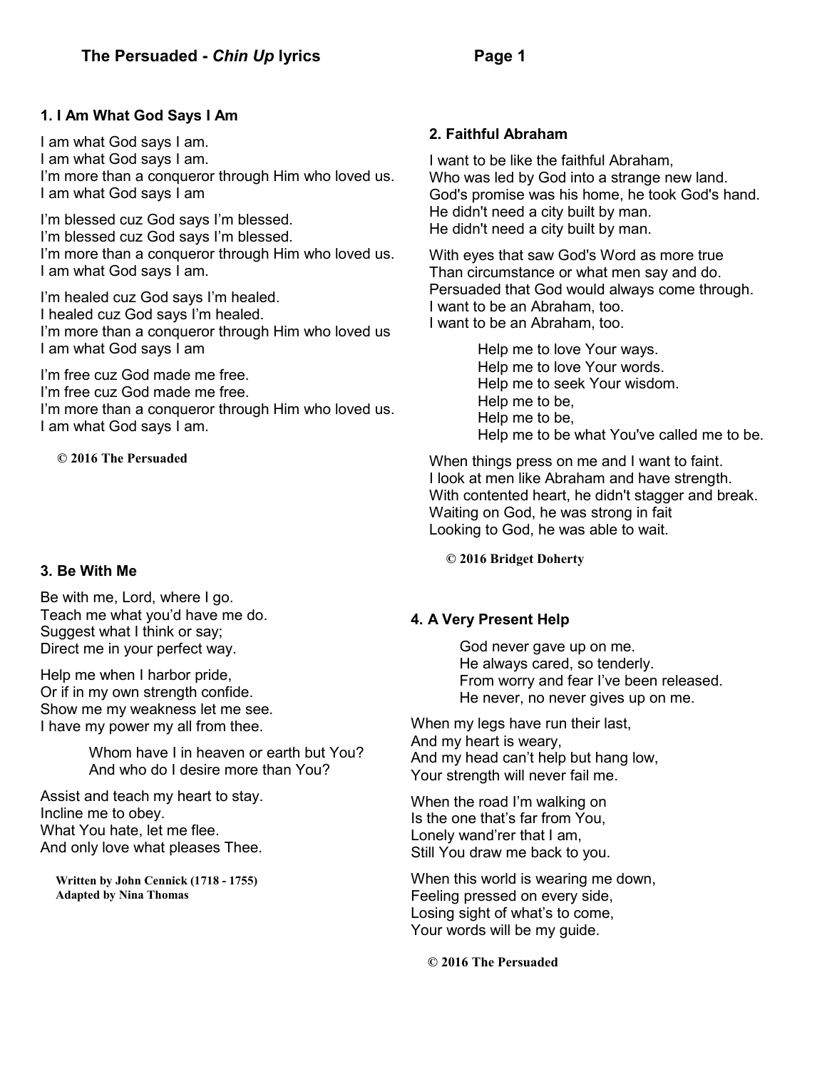# The Persuaded - *Chin Up* lyrics

## 1. I Am What God Says I Am

I am what God says I am.
I am what God says I am.
I'm more than a conqueror through Him who loved us.
I am what God says I am

I'm blessed cuz God says I'm blessed.
I'm blessed cuz God says I'm blessed.
I'm more than a conqueror through Him who loved us.
I am what God says I am.

I'm healed cuz God says I'm healed.
I healed cuz God says I'm healed.
I'm more than a conqueror through Him who loved us
I am what God says I am

I'm free cuz God made me free.
I'm free cuz God made me free.
I'm more than a conqueror through Him who loved us.
I am what God says I am.

**© 2016 The Persuaded**

## 2. Faithful Abraham

I want to be like the faithful Abraham,
Who was led by God into a strange new land.
God's promise was his home, he took God's hand.
He didn't need a city built by man.
He didn't need a city built by man.

With eyes that saw God's Word as more true
Than circumstance or what men say and do.
Persuaded that God would always come through.
I want to be an Abraham, too.
I want to be an Abraham, too.

> Help me to love Your ways.
> Help me to love Your words.
> Help me to seek Your wisdom.
> Help me to be,
> Help me to be,
> Help me to be what You've called me to be.

When things press on me and I want to faint.
I look at men like Abraham and have strength.
With contented heart, he didn't stagger and break.
Waiting on God, he was strong in fait
Looking to God, he was able to wait.

**© 2016 Bridget Doherty**

## 3. Be With Me

Be with me, Lord, where I go.
Teach me what you'd have me do.
Suggest what I think or say;
Direct me in your perfect way.

Help me when I harbor pride,
Or if in my own strength confide.
Show me my weakness let me see.
I have my power my all from thee.

> Whom have I in heaven or earth but You?
> And who do I desire more than You?

Assist and teach my heart to stay.
Incline me to obey.
What You hate, let me flee.
And only love what pleases Thee.

**Written by John Cennick (1718 - 1755)**
**Adapted by Nina Thomas**

## 4. A Very Present Help

> God never gave up on me.
> He always cared, so tenderly.
> From worry and fear I've been released.
> He never, no never gives up on me.

When my legs have run their last,
And my heart is weary,
And my head can't help but hang low,
Your strength will never fail me.

When the road I'm walking on
Is the one that's far from You,
Lonely wand'rer that I am,
Still You draw me back to you.

When this world is wearing me down,
Feeling pressed on every side,
Losing sight of what's to come,
Your words will be my guide.

**© 2016 The Persuaded**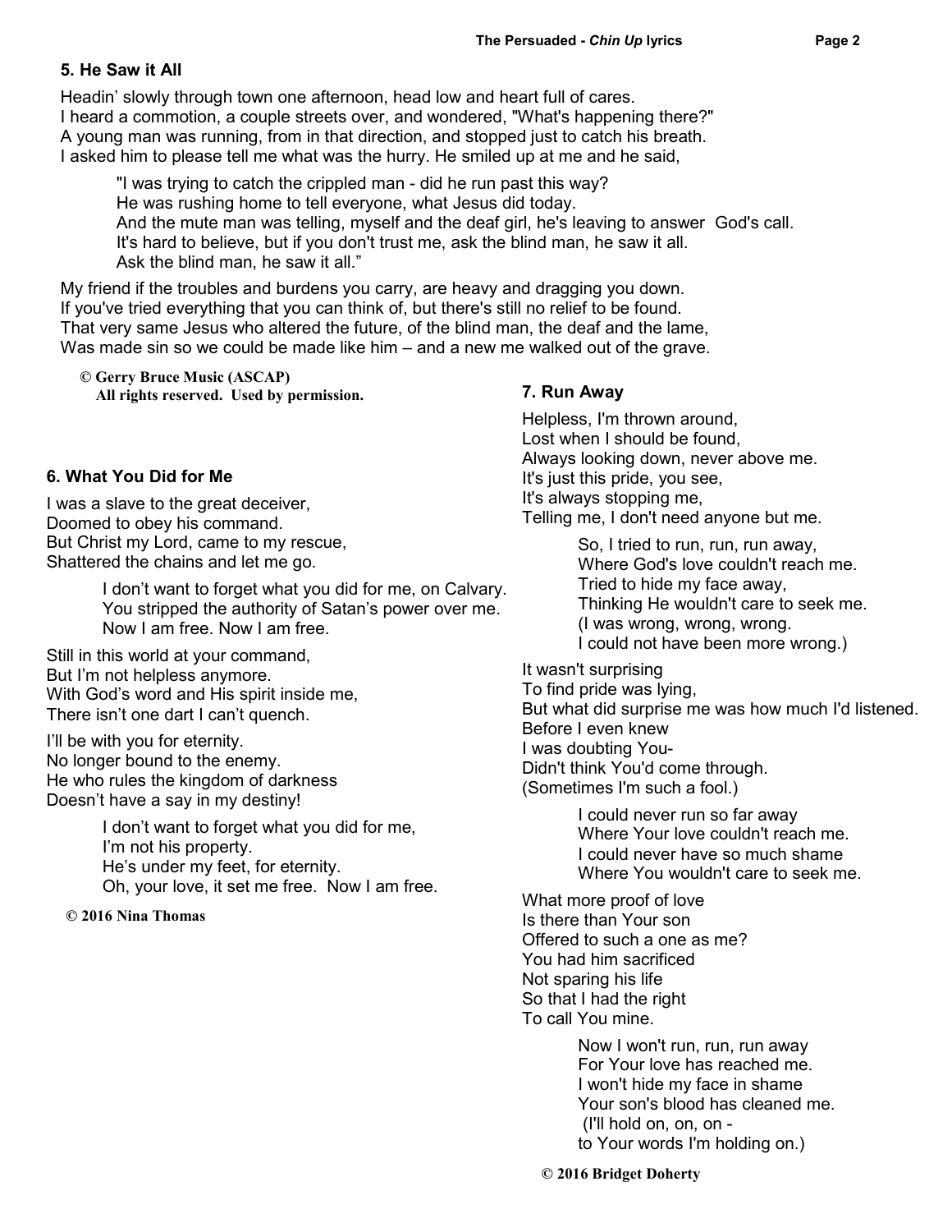## 5. He Saw it All

Headin' slowly through town one afternoon, head low and heart full of cares.
I heard a commotion, a couple streets over, and wondered, "What's happening there?"
A young man was running, from in that direction, and stopped just to catch his breath.
I asked him to please tell me what was the hurry. He smiled up at me and he said,

> "I was trying to catch the crippled man - did he run past this way?
> He was rushing home to tell everyone, what Jesus did today.
> And the mute man was telling, myself and the deaf girl, he's leaving to answer God's call.
> It's hard to believe, but if you don't trust me, ask the blind man, he saw it all.
> Ask the blind man, he saw it all."

My friend if the troubles and burdens you carry, are heavy and dragging you down.
If you've tried everything that you can think of, but there's still no relief to be found.
That very same Jesus who altered the future, of the blind man, the deaf and the lame,
Was made sin so we could be made like him – and a new me walked out of the grave.

**© Gerry Bruce Music (ASCAP)**
**All rights reserved. Used by permission.**

## 6. What You Did for Me

I was a slave to the great deceiver,
Doomed to obey his command.
But Christ my Lord, came to my rescue,
Shattered the chains and let me go.

> I don't want to forget what you did for me, on Calvary.
> You stripped the authority of Satan's power over me.
> Now I am free. Now I am free.

Still in this world at your command,
But I'm not helpless anymore.
With God's word and His spirit inside me,
There isn't one dart I can't quench.

I'll be with you for eternity.
No longer bound to the enemy.
He who rules the kingdom of darkness
Doesn't have a say in my destiny!

> I don't want to forget what you did for me,
> I'm not his property.
> He's under my feet, for eternity.
> Oh, your love, it set me free. Now I am free.

**© 2016 Nina Thomas**

## 7. Run Away

Helpless, I'm thrown around,
Lost when I should be found,
Always looking down, never above me.
It's just this pride, you see,
It's always stopping me,
Telling me, I don't need anyone but me.

> So, I tried to run, run, run away,
> Where God's love couldn't reach me.
> Tried to hide my face away,
> Thinking He wouldn't care to seek me.
> (I was wrong, wrong, wrong.
> I could not have been more wrong.)

It wasn't surprising
To find pride was lying,
But what did surprise me was how much I'd listened.
Before I even knew
I was doubting You-
Didn't think You'd come through.
(Sometimes I'm such a fool.)

> I could never run so far away
> Where Your love couldn't reach me.
> I could never have so much shame
> Where You wouldn't care to seek me.

What more proof of love
Is there than Your son
Offered to such a one as me?
You had him sacrificed
Not sparing his life
So that I had the right
To call You mine.

> Now I won't run, run, run away
> For Your love has reached me.
> I won't hide my face in shame
> Your son's blood has cleaned me.
> (I'll hold on, on, on -
> to Your words I'm holding on.)

**© 2016 Bridget Doherty**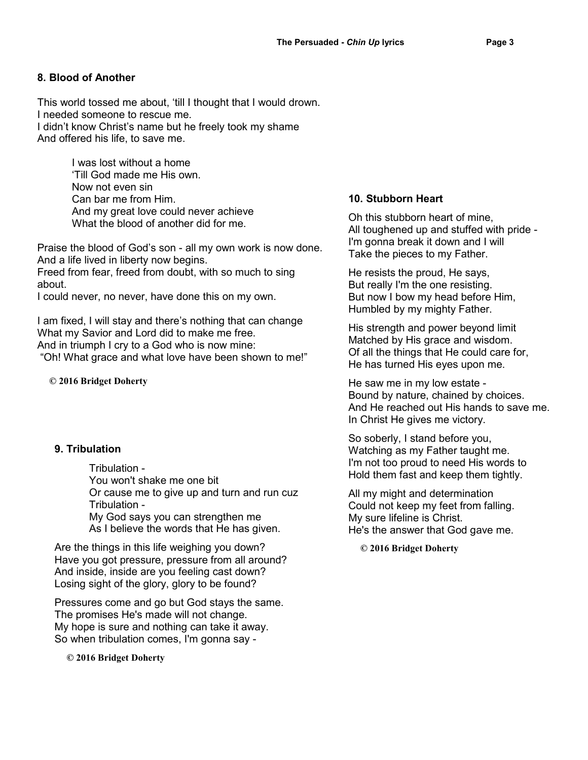## 8. Blood of Another

This world tossed me about, 'till I thought that I would drown.
I needed someone to rescue me.
I didn't know Christ's name but he freely took my shame
And offered his life, to save me.

> I was lost without a home
> 'Till God made me His own.
> Now not even sin
> Can bar me from Him.
> And my great love could never achieve
> What the blood of another did for me.

Praise the blood of God's son - all my own work is now done.
And a life lived in liberty now begins.
Freed from fear, freed from doubt, with so much to sing about.
I could never, no never, have done this on my own.

I am fixed, I will stay and there's nothing that can change
What my Savior and Lord did to make me free.
And in triumph I cry to a God who is now mine:
"Oh! What grace and what love have been shown to me!"

**© 2016 Bridget Doherty**

## 9. Tribulation

> Tribulation -
> You won't shake me one bit
> Or cause me to give up and turn and run cuz
> Tribulation -
> My God says you can strengthen me
> As I believe the words that He has given.

Are the things in this life weighing you down?
Have you got pressure, pressure from all around?
And inside, inside are you feeling cast down?
Losing sight of the glory, glory to be found?

Pressures come and go but God stays the same.
The promises He's made will not change.
My hope is sure and nothing can take it away.
So when tribulation comes, I'm gonna say -

**© 2016 Bridget Doherty**

## 10. Stubborn Heart

Oh this stubborn heart of mine,
All toughened up and stuffed with pride -
I'm gonna break it down and I will
Take the pieces to my Father.

He resists the proud, He says,
But really I'm the one resisting.
But now I bow my head before Him,
Humbled by my mighty Father.

His strength and power beyond limit
Matched by His grace and wisdom.
Of all the things that He could care for,
He has turned His eyes upon me.

He saw me in my low estate -
Bound by nature, chained by choices.
And He reached out His hands to save me.
In Christ He gives me victory.

So soberly, I stand before you,
Watching as my Father taught me.
I'm not too proud to need His words to
Hold them fast and keep them tightly.

All my might and determination
Could not keep my feet from falling.
My sure lifeline is Christ.
He's the answer that God gave me.

**© 2016 Bridget Doherty**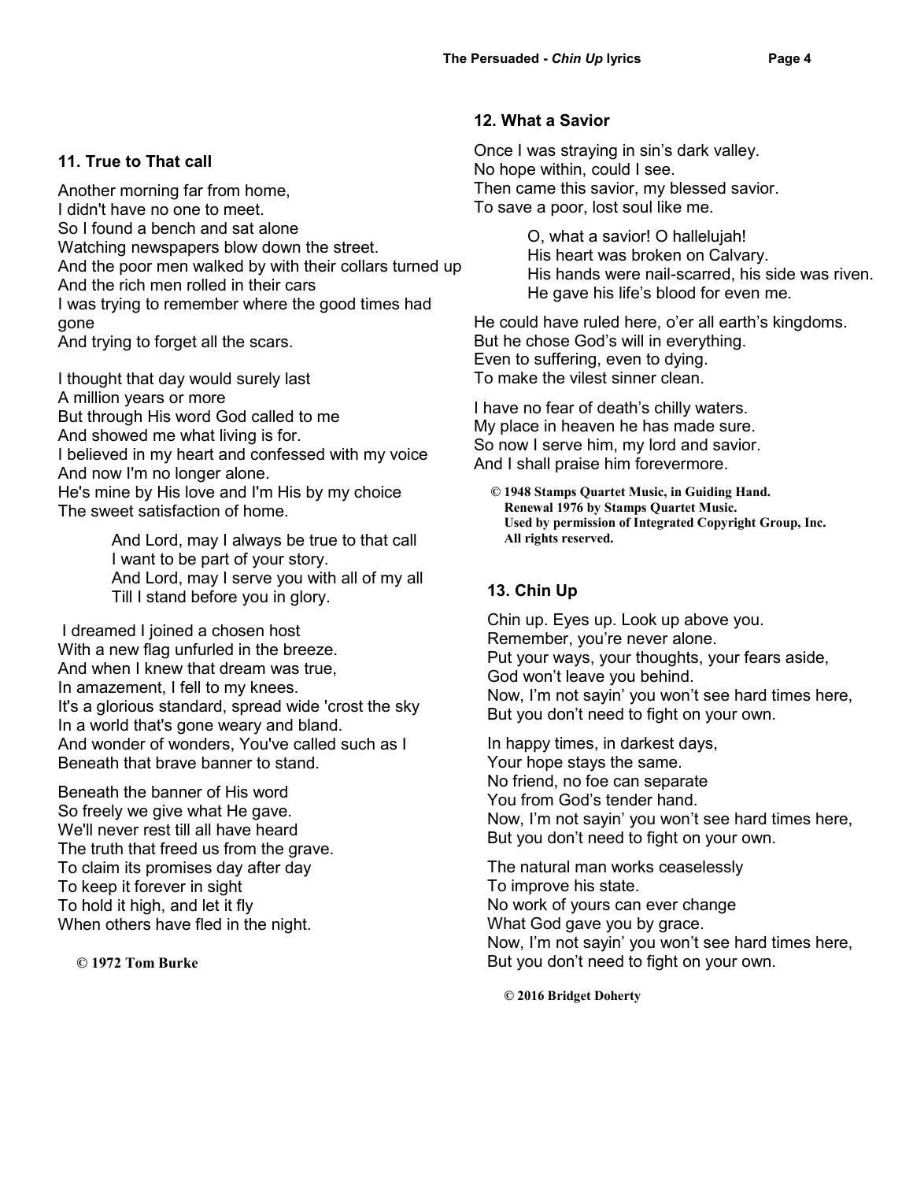### 11. True to That call

Another morning far from home,
I didn't have no one to meet.
So I found a bench and sat alone
Watching newspapers blow down the street.
And the poor men walked by with their collars turned up
And the rich men rolled in their cars
I was trying to remember where the good times had gone
And trying to forget all the scars.

I thought that day would surely last
A million years or more
But through His word God called to me
And showed me what living is for.
I believed in my heart and confessed with my voice
And now I'm no longer alone.
He's mine by His love and I'm His by my choice
The sweet satisfaction of home.

> And Lord, may I always be true to that call
> I want to be part of your story.
> And Lord, may I serve you with all of my all
> Till I stand before you in glory.

I dreamed I joined a chosen host
With a new flag unfurled in the breeze.
And when I knew that dream was true,
In amazement, I fell to my knees.
It's a glorious standard, spread wide 'crost the sky
In a world that's gone weary and bland.
And wonder of wonders, You've called such as I
Beneath that brave banner to stand.

Beneath the banner of His word
So freely we give what He gave.
We'll never rest till all have heard
The truth that freed us from the grave.
To claim its promises day after day
To keep it forever in sight
To hold it high, and let it fly
When others have fled in the night.

**© 1972 Tom Burke**

### 12. What a Savior

Once I was straying in sin's dark valley.
No hope within, could I see.
Then came this savior, my blessed savior.
To save a poor, lost soul like me.

> O, what a savior! O hallelujah!
> His heart was broken on Calvary.
> His hands were nail-scarred, his side was riven.
> He gave his life's blood for even me.

He could have ruled here, o'er all earth's kingdoms.
But he chose God's will in everything.
Even to suffering, even to dying.
To make the vilest sinner clean.

I have no fear of death's chilly waters.
My place in heaven he has made sure.
So now I serve him, my lord and savior.
And I shall praise him forevermore.

**© 1948 Stamps Quartet Music, in Guiding Hand.
Renewal 1976 by Stamps Quartet Music.
Used by permission of Integrated Copyright Group, Inc.
All rights reserved.**

### 13. Chin Up

Chin up. Eyes up. Look up above you.
Remember, you're never alone.
Put your ways, your thoughts, your fears aside,
God won't leave you behind.
Now, I'm not sayin' you won't see hard times here,
But you don't need to fight on your own.

In happy times, in darkest days,
Your hope stays the same.
No friend, no foe can separate
You from God's tender hand.
Now, I'm not sayin' you won't see hard times here,
But you don't need to fight on your own.

The natural man works ceaselessly
To improve his state.
No work of yours can ever change
What God gave you by grace.
Now, I'm not sayin' you won't see hard times here,
But you don't need to fight on your own.

**© 2016 Bridget Doherty**